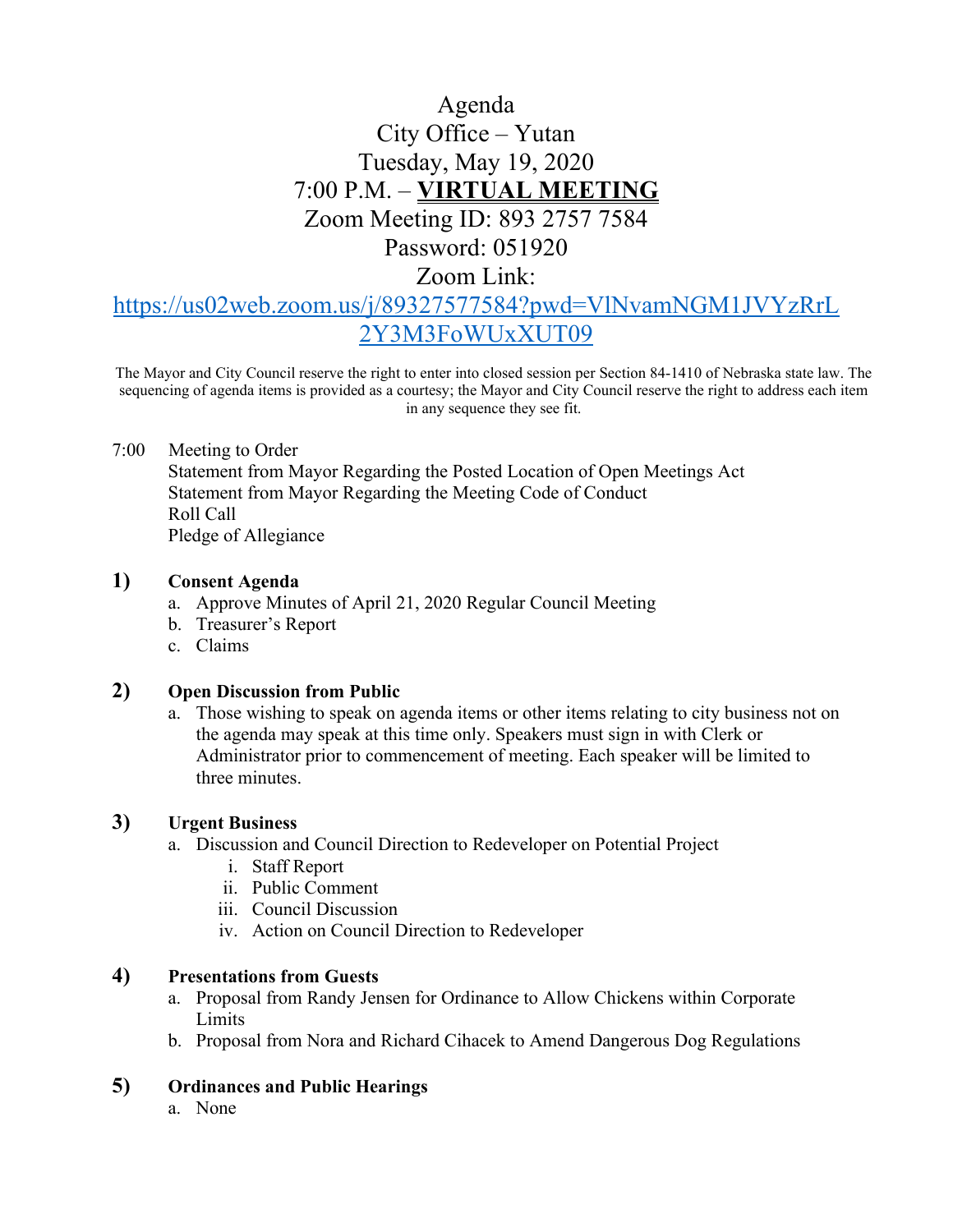# Agenda

## City Office – Yutan

## Tuesday, May 19, 2020

## 7:00 P.M. – VIRTUAL MEETING

## Zoom Meeting ID: 893 2757 7584

## Password: 051920

## Zoom Link:

https://us02web.zoom.us/j/89327577584?pwd=VlNvamNGM1JVYzRrL2Y3M3FoWUxXUT09

The Mayor and City Council reserve the right to enter into closed session per Section 84-1410 of Nebraska state law. The sequencing of agenda items is provided as a courtesy; the Mayor and City Council reserve the right to address each item in any sequence they see fit.

7:00 Meeting to Order
Statement from Mayor Regarding the Posted Location of Open Meetings Act
Statement from Mayor Regarding the Meeting Code of Conduct
Roll Call
Pledge of Allegiance

**1) Consent Agenda**

a. Approve Minutes of April 21, 2020 Regular Council Meeting
b. Treasurer's Report
c. Claims

**2) Open Discussion from Public**

a. Those wishing to speak on agenda items or other items relating to city business not on the agenda may speak at this time only. Speakers must sign in with Clerk or Administrator prior to commencement of meeting. Each speaker will be limited to three minutes.

**3) Urgent Business**

a. Discussion and Council Direction to Redeveloper on Potential Project
   i. Staff Report
   ii. Public Comment
   iii. Council Discussion
   iv. Action on Council Direction to Redeveloper

**4) Presentations from Guests**

a. Proposal from Randy Jensen for Ordinance to Allow Chickens within Corporate Limits
b. Proposal from Nora and Richard Cihacek to Amend Dangerous Dog Regulations

**5) Ordinances and Public Hearings**

a. None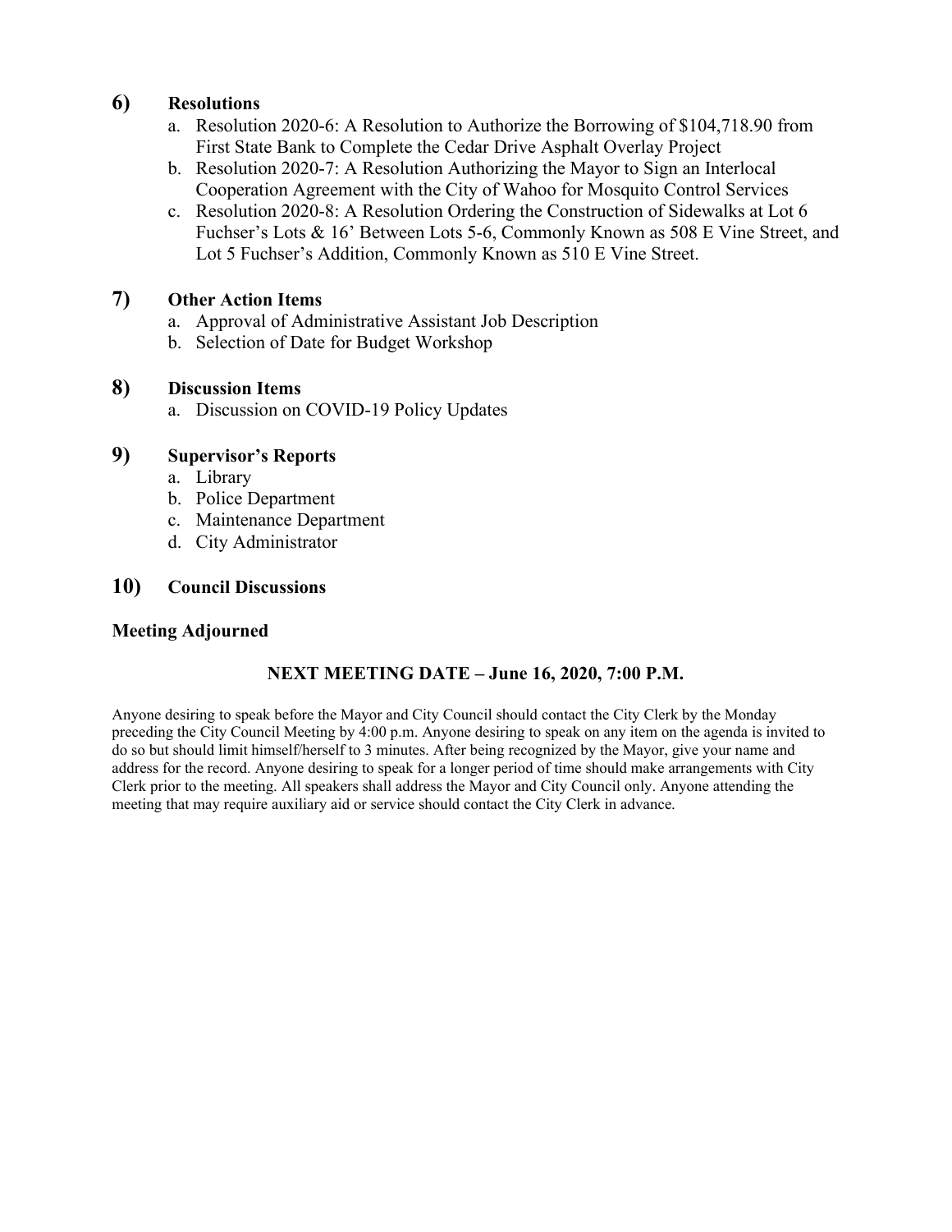## 6) Resolutions

a. Resolution 2020-6: A Resolution to Authorize the Borrowing of $104,718.90 from First State Bank to Complete the Cedar Drive Asphalt Overlay Project
b. Resolution 2020-7: A Resolution Authorizing the Mayor to Sign an Interlocal Cooperation Agreement with the City of Wahoo for Mosquito Control Services
c. Resolution 2020-8: A Resolution Ordering the Construction of Sidewalks at Lot 6 Fuchser's Lots & 16' Between Lots 5-6, Commonly Known as 508 E Vine Street, and Lot 5 Fuchser's Addition, Commonly Known as 510 E Vine Street.

## 7) Other Action Items

a. Approval of Administrative Assistant Job Description
b. Selection of Date for Budget Workshop

## 8) Discussion Items

a. Discussion on COVID-19 Policy Updates

## 9) Supervisor's Reports

a. Library
b. Police Department
c. Maintenance Department
d. City Administrator

## 10) Council Discussions

**Meeting Adjourned**

**NEXT MEETING DATE – June 16, 2020, 7:00 P.M.**

Anyone desiring to speak before the Mayor and City Council should contact the City Clerk by the Monday preceding the City Council Meeting by 4:00 p.m. Anyone desiring to speak on any item on the agenda is invited to do so but should limit himself/herself to 3 minutes. After being recognized by the Mayor, give your name and address for the record. Anyone desiring to speak for a longer period of time should make arrangements with City Clerk prior to the meeting. All speakers shall address the Mayor and City Council only. Anyone attending the meeting that may require auxiliary aid or service should contact the City Clerk in advance.